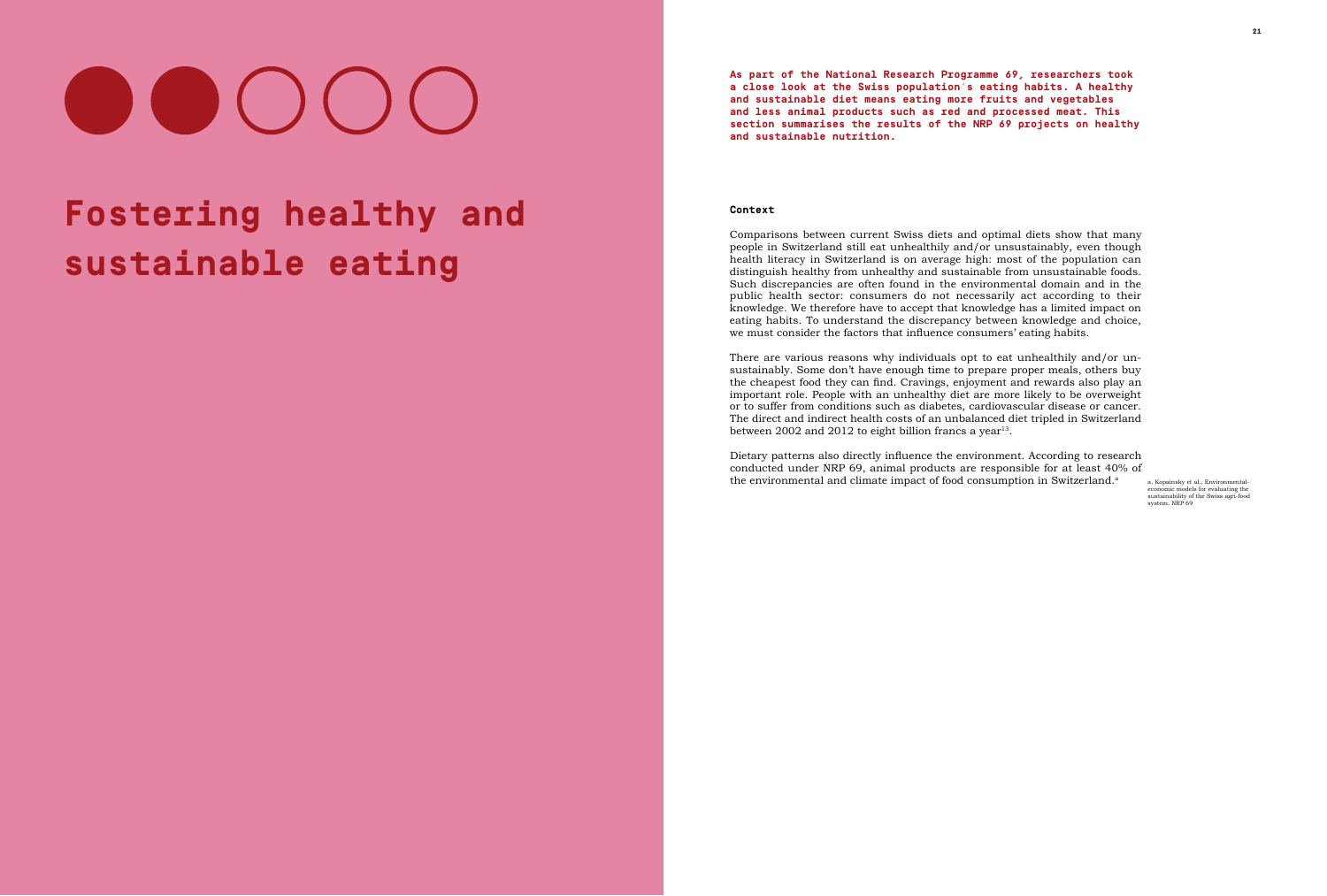# Fostering healthy and sustainable eating

**As part of the National Research Programme 69, researchers took a close look at the Swiss population's eating habits. A healthy and sustainable diet means eating more fruits and vegetables and less animal products such as red and processed meat. This section summarises the results of the NRP 69 projects on healthy and sustainable nutrition.**

### Context

Comparisons between current Swiss diets and optimal diets show that many people in Switzerland still eat unhealthily and/or unsustainably, even though health literacy in Switzerland is on average high: most of the population can distinguish healthy from unhealthy and sustainable from unsustainable foods. Such discrepancies are often found in the environmental domain and in the public health sector: consumers do not necessarily act according to their knowledge. We therefore have to accept that knowledge has a limited impact on eating habits. To understand the discrepancy between knowledge and choice, we must consider the factors that influence consumers' eating habits.

There are various reasons why individuals opt to eat unhealthily and/or unsustainably. Some don't have enough time to prepare proper meals, others buy the cheapest food they can find. Cravings, enjoyment and rewards also play an important role. People with an unhealthy diet are more likely to be overweight or to suffer from conditions such as diabetes, cardiovascular disease or cancer. The direct and indirect health costs of an unbalanced diet tripled in Switzerland between 2002 and 2012 to eight billion francs a year[13].

Dietary patterns also directly influence the environment. According to research conducted under NRP 69, animal products are responsible for at least 40% of the environmental and climate impact of food consumption in Switzerland.[a]

a. Kopainsky et al., Environmental-economic models for evaluating the sustainability of the Swiss agri-food system. NRP 69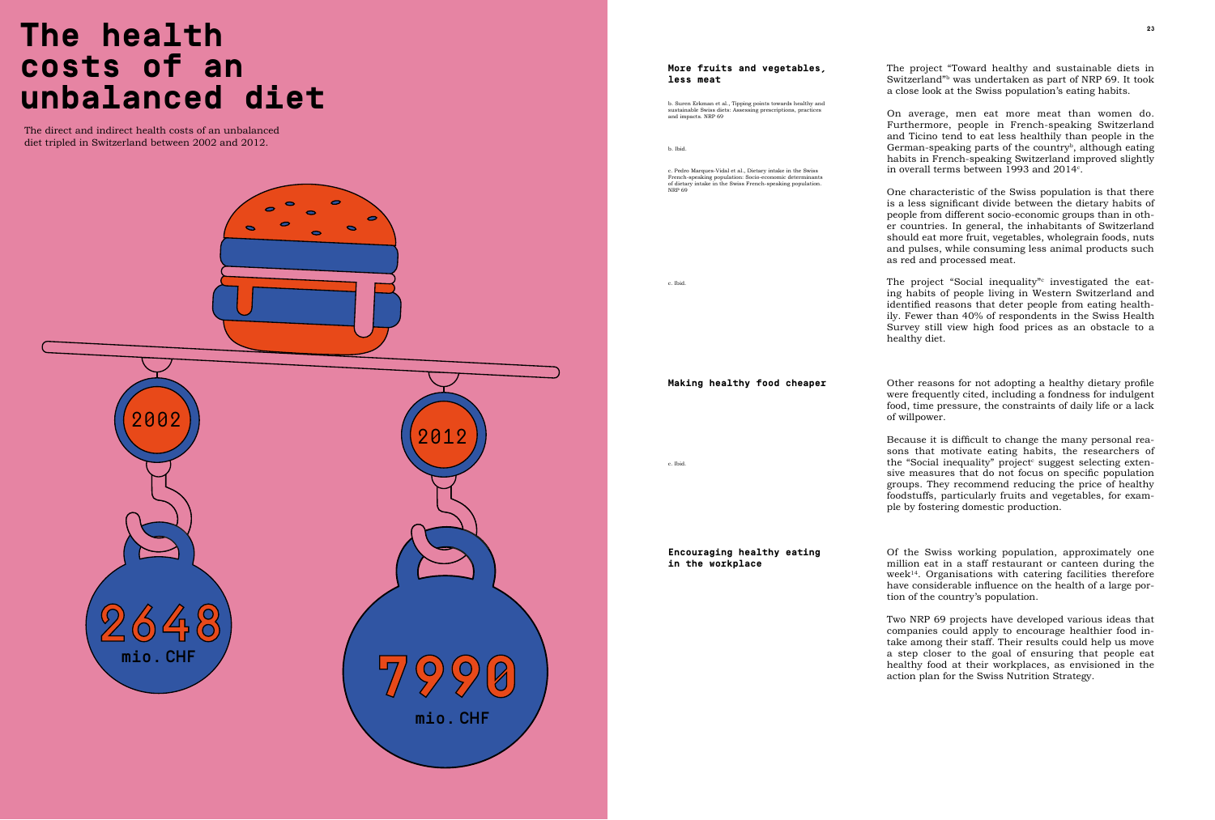# The health costs of an unbalanced diet

The direct and indirect health costs of an unbalanced diet tripled in Switzerland between 2002 and 2012.

2002

2012

2648 mio. CHF

7990 mio. CHF

### More fruits and vegetables, less meat

The project "Toward healthy and sustainable diets in Switzerland"[b] was undertaken as part of NRP 69. It took a close look at the Swiss population's eating habits.

On average, men eat more meat than women do. Furthermore, people in French-speaking Switzerland and Ticino tend to eat less healthily than people in the German-speaking parts of the country[b], although eating habits in French-speaking Switzerland improved slightly in overall terms between 1993 and 2014[c].

One characteristic of the Swiss population is that there is a less significant divide between the dietary habits of people from different socio-economic groups than in other countries. In general, the inhabitants of Switzerland should eat more fruit, vegetables, wholegrain foods, nuts and pulses, while consuming less animal products such as red and processed meat.

The project "Social inequality"[c] investigated the eating habits of people living in Western Switzerland and identified reasons that deter people from eating healthily. Fewer than 40% of respondents in the Swiss Health Survey still view high food prices as an obstacle to a healthy diet.

b. Suren Erkman et al., Tipping points towards healthy and sustainable Swiss diets: Assessing prescriptions, practices and impacts. NRP 69

b. Ibid.

c. Pedro Marques-Vidal et al., Dietary intake in the Swiss French-speaking population: Socio-economic determinants of dietary intake in the Swiss French-speaking population. NRP 69

c. Ibid.

### Making healthy food cheaper

Other reasons for not adopting a healthy dietary profile were frequently cited, including a fondness for indulgent food, time pressure, the constraints of daily life or a lack of willpower.

Because it is difficult to change the many personal reasons that motivate eating habits, the researchers of the "Social inequality" project[c] suggest selecting extensive measures that do not focus on specific population groups. They recommend reducing the price of healthy foodstuffs, particularly fruits and vegetables, for example by fostering domestic production.

c. Ibid.

### Encouraging healthy eating in the workplace

Of the Swiss working population, approximately one million eat in a staff restaurant or canteen during the week[14]. Organisations with catering facilities therefore have considerable influence on the health of a large portion of the country's population.

Two NRP 69 projects have developed various ideas that companies could apply to encourage healthier food intake among their staff. Their results could help us move a step closer to the goal of ensuring that people eat healthy food at their workplaces, as envisioned in the action plan for the Swiss Nutrition Strategy.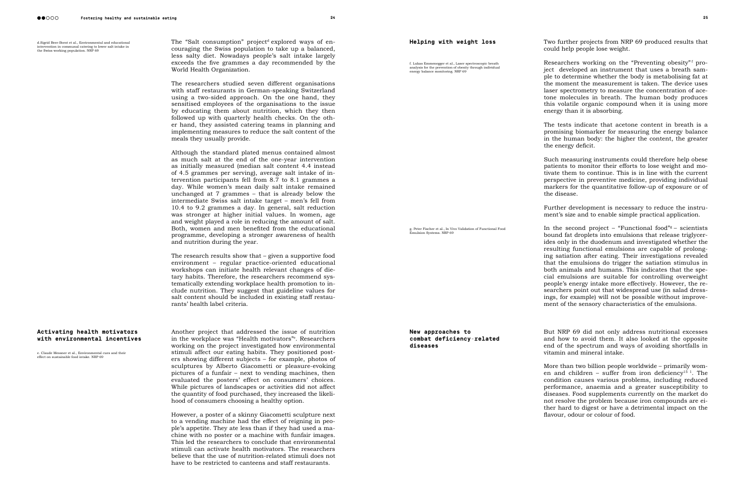d.Sigrid Beer-Borst et al., Environmental and educational intervention in communal catering to lower salt intake in the Swiss working population. NRP 69

The "Salt consumption" project[d] explored ways of encouraging the Swiss population to take up a balanced, less salty diet. Nowadays people's salt intake largely exceeds the five grammes a day recommended by the World Health Organization.

The researchers studied seven different organisations with staff restaurants in German-speaking Switzerland using a two-sided approach. On the one hand, they sensitised employees of the organisations to the issue by educating them about nutrition, which they then followed up with quarterly health checks. On the other hand, they assisted catering teams in planning and implementing measures to reduce the salt content of the meals they usually provide.

Although the standard plated menus contained almost as much salt at the end of the one-year intervention as initially measured (median salt content 4.4 instead of 4.5 grammes per serving), average salt intake of intervention participants fell from 8.7 to 8.1 grammes a day. While women's mean daily salt intake remained unchanged at 7 grammes – that is already below the intermediate Swiss salt intake target – men's fell from 10.4 to 9.2 grammes a day. In general, salt reduction was stronger at higher initial values. In women, age and weight played a role in reducing the amount of salt. Both, women and men benefited from the educational programme, developing a stronger awareness of health and nutrition during the year.

The research results show that – given a supportive food environment – regular practice-oriented educational workshops can initiate health relevant changes of dietary habits. Therefore, the researchers recommend systematically extending workplace health promotion to include nutrition. They suggest that guideline values for salt content should be included in existing staff restaurants' health label criteria.

## Activating health motivators with environmental incentives

e. Claude Messner et al., Environmental cues and their effect on sustainable food intake. NRP 69

Another project that addressed the issue of nutrition in the workplace was "Health motivators"[e]. Researchers working on the project investigated how environmental stimuli affect our eating habits. They positioned posters showing different subjects – for example, photos of sculptures by Alberto Giacometti or pleasure-evoking pictures of a funfair – next to vending machines, then evaluated the posters' effect on consumers' choices. While pictures of landscapes or activities did not affect the quantity of food purchased, they increased the likelihood of consumers choosing a healthy option.

However, a poster of a skinny Giacometti sculpture next to a vending machine had the effect of reigning in people's appetite. They ate less than if they had used a machine with no poster or a machine with funfair images. This led the researchers to conclude that environmental stimuli can activate health motivators. The researchers believe that the use of nutrition-related stimuli does not have to be restricted to canteens and staff restaurants.

## Helping with weight loss

f. Lukas Emmenegger et al., Laser spectroscopic breath analysis for the prevention of obesity through individual energy balance monitoring. NRP 69

Two further projects from NRP 69 produced results that could help people lose weight.

Researchers working on the "Preventing obesity"[f] project developed an instrument that uses a breath sample to determine whether the body is metabolising fat at the moment the measurement is taken. The device uses laser spectrometry to measure the concentration of acetone molecules in breath. The human body produces this volatile organic compound when it is using more energy than it is absorbing.

The tests indicate that acetone content in breath is a promising biomarker for measuring the energy balance in the human body: the higher the content, the greater the energy deficit.

Such measuring instruments could therefore help obese patients to monitor their efforts to lose weight and motivate them to continue. This is in line with the current perspective in preventive medicine, providing individual markers for the quantitative follow-up of exposure or of the disease.

Further development is necessary to reduce the instrument's size and to enable simple practical application.

g. Peter Fischer et al., In Vivo Validation of Functional Food Emulsion Systems. NRP 69

In the second project – "Functional food"[g] – scientists bound fat droplets into emulsions that release triglycerides only in the duodenum and investigated whether the resulting functional emulsions are capable of prolonging satiation after eating. Their investigations revealed that the emulsions do trigger the satiation stimulus in both animals and humans. This indicates that the special emulsions are suitable for controlling overweight people's energy intake more effectively. However, the researchers point out that widespread use (in salad dressings, for example) will not be possible without improvement of the sensory characteristics of the emulsions.

## New approaches to combat deficiency-related diseases

But NRP 69 did not only address nutritional excesses and how to avoid them. It also looked at the opposite end of the spectrum and ways of avoiding shortfalls in vitamin and mineral intake.

More than two billion people worldwide – primarily women and children – suffer from iron deficiency[15 1]. The condition causes various problems, including reduced performance, anaemia and a greater susceptibility to diseases. Food supplements currently on the market do not resolve the problem because iron compounds are either hard to digest or have a detrimental impact on the flavour, odour or colour of food.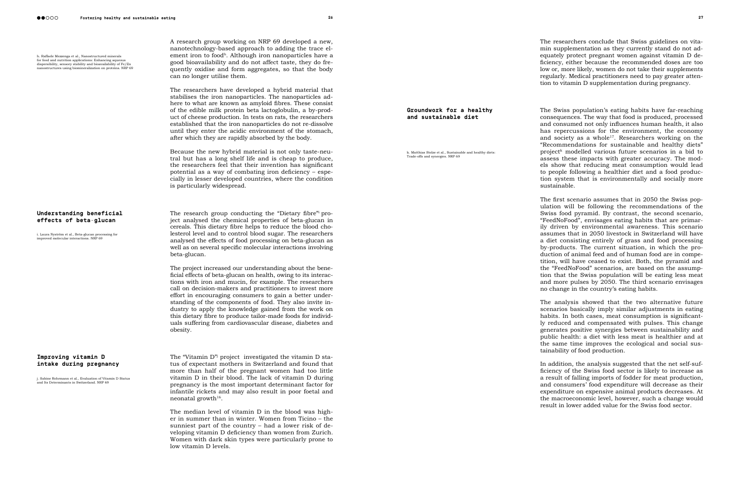A research group working on NRP 69 developed a new, nanotechnology-based approach to adding the trace element iron to food[h]. Although iron nanoparticles have a good bioavailability and do not affect taste, they do frequently oxidise and form aggregates, so that the body can no longer utilise them.

h. Raffaele Mezzenga et al., Nanostructured minerals for food and nutrition applications: Enhancing aqueous dispersibility, sensory stability and bioavailability of Fe/Zn nanostructures using biomineralization on proteins. NRP 69

The researchers have developed a hybrid material that stabilises the iron nanoparticles. The nanoparticles adhere to what are known as amyloid fibres. These consist of the edible milk protein beta lactoglobulin, a by-product of cheese production. In tests on rats, the researchers established that the iron nanoparticles do not re-dissolve until they enter the acidic environment of the stomach, after which they are rapidly absorbed by the body.

Because the new hybrid material is not only taste-neutral but has a long shelf life and is cheap to produce, the researchers feel that their invention has significant potential as a way of combating iron deficiency – especially in lesser developed countries, where the condition is particularly widespread.

## Understanding beneficial effects of beta-glucan

i. Laura Nyström et al., Beta-glucan processing for improved molecular interactions. NRP 69

The research group conducting the "Dietary fibre"[i] project analysed the chemical properties of beta-glucan in cereals. This dietary fibre helps to reduce the blood cholesterol level and to control blood sugar. The researchers analysed the effects of food processing on beta-glucan as well as on several specific molecular interactions involving beta-glucan.

The project increased our understanding about the beneficial effects of beta-glucan on health, owing to its interactions with iron and mucin, for example. The researchers call on decision-makers and practitioners to invest more effort in encouraging consumers to gain a better understanding of the components of food. They also invite industry to apply the knowledge gained from the work on this dietary fibre to produce tailor-made foods for individuals suffering from cardiovascular disease, diabetes and obesity.

## Improving vitamin D intake during pregnancy

j. Sabine Rohrmann et al., Evaluation of Vitamin D Status and Its Determinants in Switzerland. NRP 69

The "Vitamin D"[j] project investigated the vitamin D status of expectant mothers in Switzerland and found that more than half of the pregnant women had too little vitamin D in their blood. The lack of vitamin D during pregnancy is the most important determinant factor for infantile rickets and may also result in poor foetal and neonatal growth[16].

The median level of vitamin D in the blood was higher in summer than in winter. Women from Ticino – the sunniest part of the country – had a lower risk of developing vitamin D deficiency than women from Zurich. Women with dark skin types were particularly prone to low vitamin D levels.

The researchers conclude that Swiss guidelines on vitamin supplementation as they currently stand do not adequately protect pregnant women against vitamin D deficiency, either because the recommended doses are too low or, more likely, women do not take their supplements regularly. Medical practitioners need to pay greater attention to vitamin D supplementation during pregnancy.

## Groundwork for a healthy and sustainable diet

k. Matthias Stolze et al., Sustainable and healthy diets: Trade-offs and synergies. NRP 69

The Swiss population's eating habits have far-reaching consequences. The way that food is produced, processed and consumed not only influences human health, it also has repercussions for the environment, the economy and society as a whole[17]. Researchers working on the "Recommendations for sustainable and healthy diets" project[k] modelled various future scenarios in a bid to assess these impacts with greater accuracy. The models show that reducing meat consumption would lead to people following a healthier diet and a food production system that is environmentally and socially more sustainable.

The first scenario assumes that in 2050 the Swiss population will be following the recommendations of the Swiss food pyramid. By contrast, the second scenario, "FeedNoFood", envisages eating habits that are primarily driven by environmental awareness. This scenario assumes that in 2050 livestock in Switzerland will have a diet consisting entirely of grass and food processing by-products. The current situation, in which the production of animal feed and of human food are in competition, will have ceased to exist. Both, the pyramid and the "FeedNoFood" scenarios, are based on the assumption that the Swiss population will be eating less meat and more pulses by 2050. The third scenario envisages no change in the country's eating habits.

The analysis showed that the two alternative future scenarios basically imply similar adjustments in eating habits. In both cases, meat consumption is significantly reduced and compensated with pulses. This change generates positive synergies between sustainability and public health: a diet with less meat is healthier and at the same time improves the ecological and social sustainability of food production.

In addition, the analysis suggested that the net self-sufficiency of the Swiss food sector is likely to increase as a result of falling imports of fodder for meat production, and consumers' food expenditure will decrease as their expenditure on expensive animal products decreases. At the macroeconomic level, however, such a change would result in lower added value for the Swiss food sector.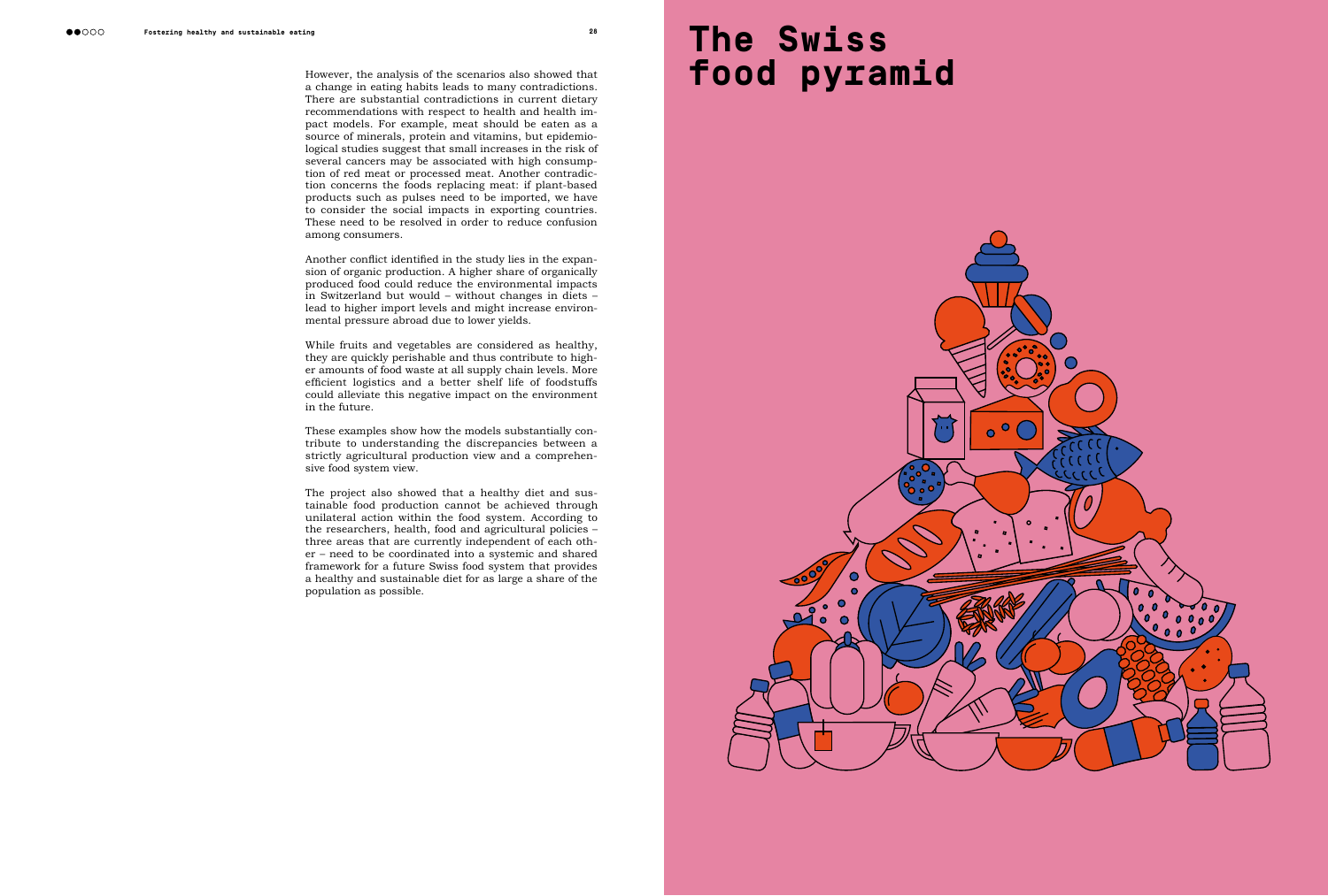However, the analysis of the scenarios also showed that a change in eating habits leads to many contradictions. There are substantial contradictions in current dietary recommendations with respect to health and health impact models. For example, meat should be eaten as a source of minerals, protein and vitamins, but epidemiological studies suggest that small increases in the risk of several cancers may be associated with high consumption of red meat or processed meat. Another contradiction concerns the foods replacing meat: if plant-based products such as pulses need to be imported, we have to consider the social impacts in exporting countries. These need to be resolved in order to reduce confusion among consumers.

Another conflict identified in the study lies in the expansion of organic production. A higher share of organically produced food could reduce the environmental impacts in Switzerland but would – without changes in diets – lead to higher import levels and might increase environmental pressure abroad due to lower yields.

While fruits and vegetables are considered as healthy, they are quickly perishable and thus contribute to higher amounts of food waste at all supply chain levels. More efficient logistics and a better shelf life of foodstuffs could alleviate this negative impact on the environment in the future.

These examples show how the models substantially contribute to understanding the discrepancies between a strictly agricultural production view and a comprehensive food system view.

The project also showed that a healthy diet and sustainable food production cannot be achieved through unilateral action within the food system. According to the researchers, health, food and agricultural policies – three areas that are currently independent of each other – need to be coordinated into a systemic and shared framework for a future Swiss food system that provides a healthy and sustainable diet for as large a share of the population as possible.

# The Swiss food pyramid